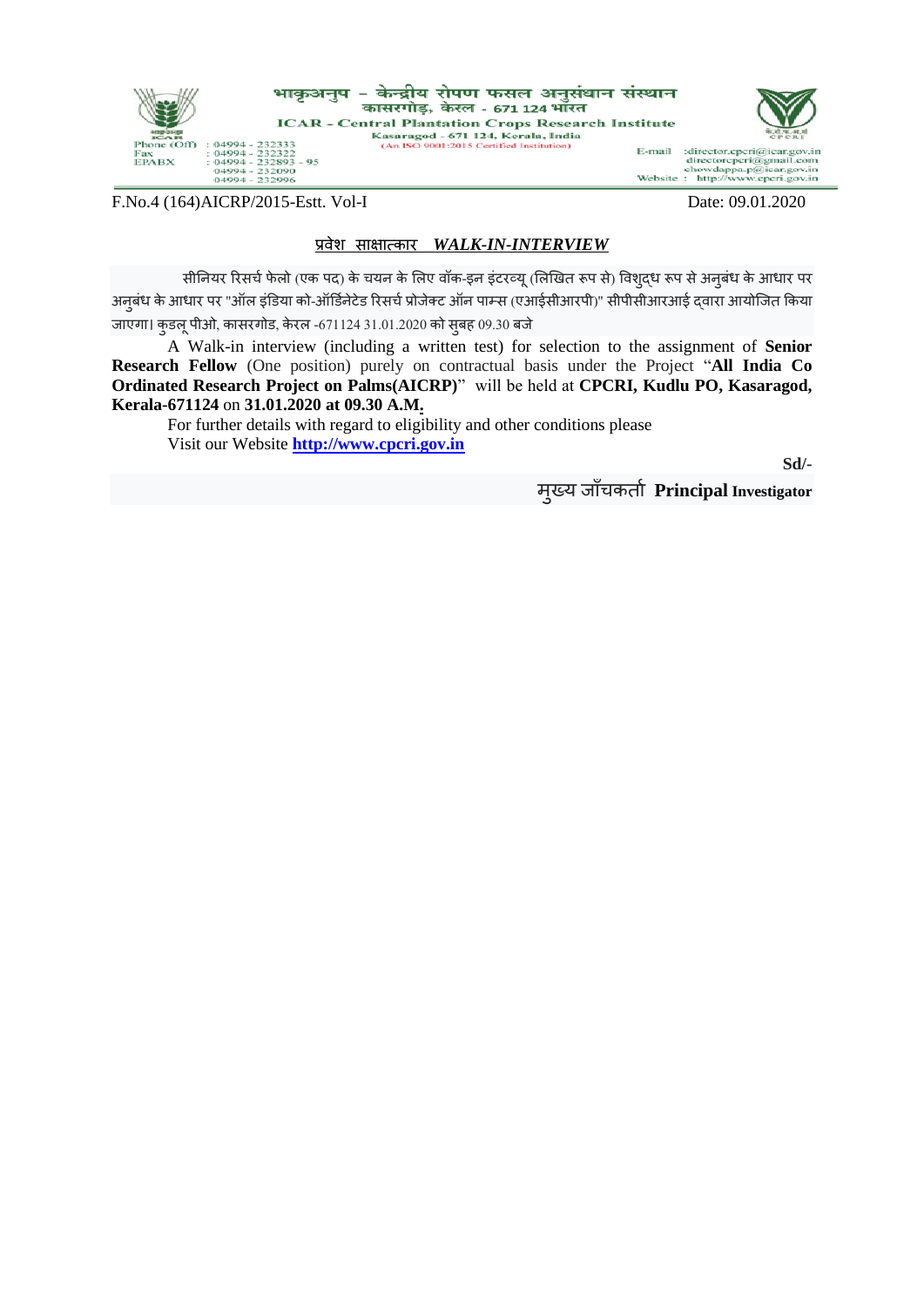भाकृअनुप – केन्द्रीय रोपण फसल अनुसंधान संस्थान
कासरगोड, केरल - 671 124 भारत
**ICAR - Central Plantation Crops Research Institute**
Kasaragod - 671 124, Kerala, India
(An ISO 9001:2015 Certified Institution)

Phone (Off) : 04994 - 232333
Fax : 04994 - 232322
EPABX : 04994 - 232893 – 95
04994 - 232090
04994 - 232996

E-mail :director.cpcri@icar.gov.in
directorcpcri@gmail.com
chowdappa.p@icar.gov.in
Website : http://www.cpcri.gov.in

F.No.4 (164)AICRP/2015-Estt. Vol-I Date: 09.01.2020

## <u>प्रवेश साक्षात्कार *WALK-IN-INTERVIEW*</u>

सीनियर रिसर्च फेलो (एक पद) के चयन के लिए वॉक-इन इंटरव्यू (लिखित रूप से) विशुद्ध रूप से अनुबंध के आधार पर अनुबंध के आधार पर "ऑल इंडिया को-ऑर्डिनेटेड रिसर्च प्रोजेक्ट ऑन पाम्स (एआईसीआरपी)" सीपीसीआरआई द्वारा आयोजित किया जाएगा। कुडलू पीओ, कासरगोड, केरल -671124 31.01.2020 को सुबह 09.30 बजे

A Walk-in interview (including a written test) for selection to the assignment of **Senior Research Fellow** (One position) purely on contractual basis under the Project "**All India Co Ordinated Research Project on Palms(AICRP)**" will be held at **CPCRI, Kudlu PO, Kasaragod, Kerala-671124** on **31.01.2020 at 09.30 A.M.**

For further details with regard to eligibility and other conditions please Visit our Website **http://www.cpcri.gov.in**

**Sd/-**

मुख्य जाँचकर्ता **Principal Investigator**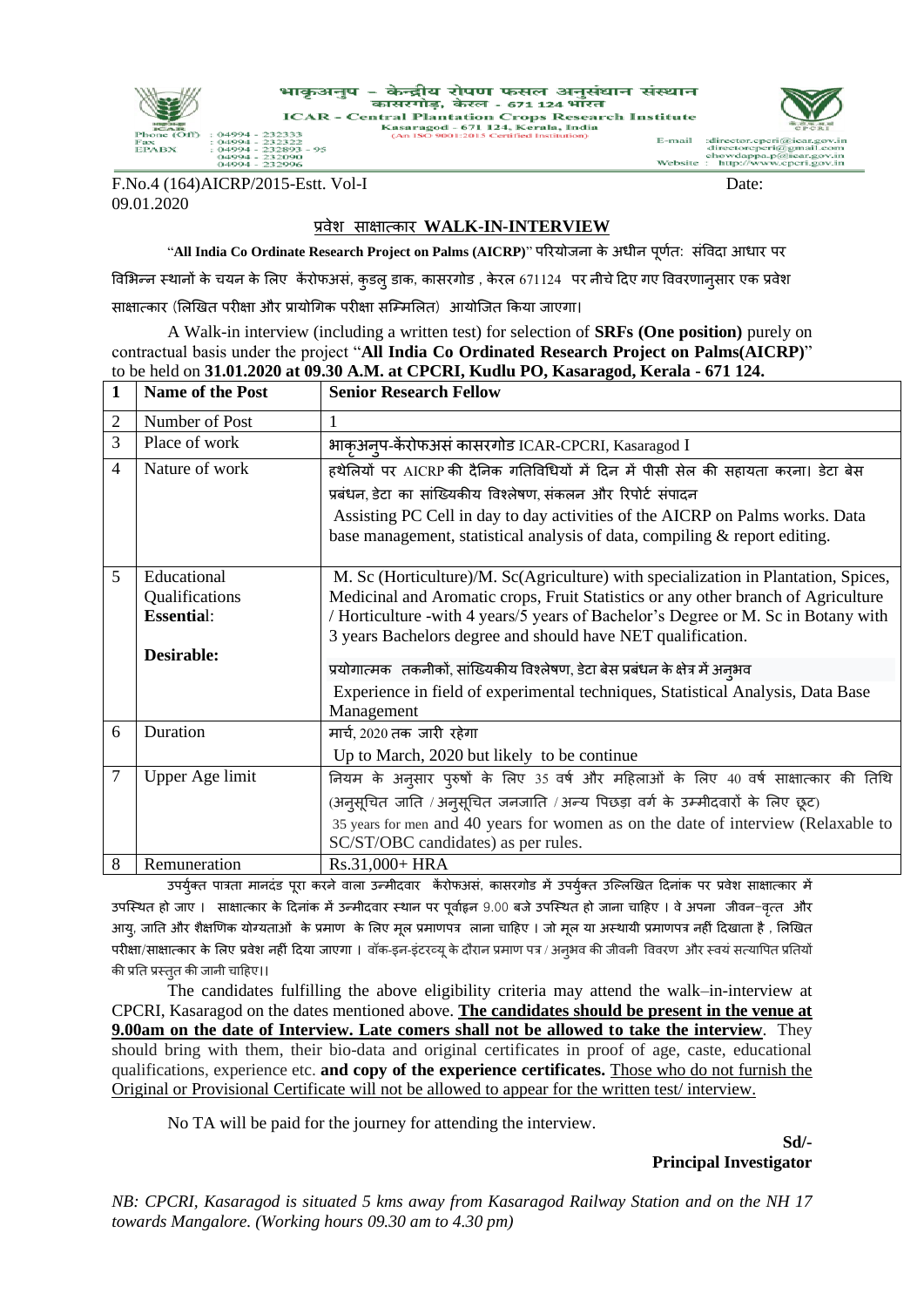भाकृअनुप – केन्द्रीय रोपण फसल अनुसंधान संस्थान
कासरगोड, केरल - 671 124 भारत
ICAR - Central Plantation Crops Research Institute
Kasaragod - 671 124, Kerala, India
(An ISO 9001:2015 Certified Institution)

Phone (Off) : 04994 - 232333
Fax : 04994 - 232322
EPABX : 04994 - 232893 - 95
04994 - 232090
04994 - 232996

E-mail :director.cpcri@icar.gov.in
directorcpcri@gmail.com
chowdappa.p@icar.gov.in
Website : http://www.cpcri.gov.in

F.No.4 (164)AICRP/2015-Estt. Vol-I Date: 09.01.2020

## प्रवेश साक्षात्कार WALK-IN-INTERVIEW

"**All India Co Ordinate Research Project on Palms (AICRP)**" परियोजना के अधीन पूर्णत: संविदा आधार पर विभिन्न स्थानों के चयन के लिए कैरोफअसं, कुडलु डाक, कासरगोड , केरल 671124 पर नीचे दिए गए विवरणानुसार एक प्रवेश साक्षात्कार (लिखित परीक्षा और प्रायोगिक परीक्षा सम्मिलित) आयोजित किया जाएगा।

A Walk-in interview (including a written test) for selection of **SRFs (One position)** purely on contractual basis under the project "**All India Co Ordinated Research Project on Palms(AICRP)**" to be held on **31.01.2020 at 09.30 A.M. at CPCRI, Kudlu PO, Kasaragod, Kerala - 671 124.**

| 1 | Name of the Post | Senior Research Fellow |
|---|---|---|
| 2 | Number of Post | 1 |
| 3 | Place of work | भाकृअनुप-कैंरोफअसं कासरगोड ICAR-CPCRI, Kasaragod I |
| 4 | Nature of work | हथेलियों पर AICRP की दैनिक गतिविधियों में दिन में पीसी सेल की सहायता करना। डेटा बेस प्रबंधन, डेटा का सांख्यिकीय विश्लेषण, संकलन और रिपोर्ट संपादन<br>Assisting PC Cell in day to day activities of the AICRP on Palms works. Data base management, statistical analysis of data, compiling & report editing. |
| 5 | Educational Qualifications<br>**Essential**:<br><br>**Desirable:** | M. Sc (Horticulture)/M. Sc(Agriculture) with specialization in Plantation, Spices, Medicinal and Aromatic crops, Fruit Statistics or any other branch of Agriculture / Horticulture -with 4 years/5 years of Bachelor's Degree or M. Sc in Botany with 3 years Bachelors degree and should have NET qualification.<br>प्रयोगात्मक तकनीकों, सांख्यिकीय विश्लेषण, डेटा बेस प्रबंधन के क्षेत्र में अनुभव<br>Experience in field of experimental techniques, Statistical Analysis, Data Base Management |
| 6 | Duration | मार्च, 2020 तक जारी रहेगा<br>Up to March, 2020 but likely to be continue |
| 7 | Upper Age limit | नियम के अनुसार पुरुषों के लिए 35 वर्ष और महिलाओं के लिए 40 वर्ष साक्षात्कार की तिथि (अनुसूचित जाति / अनुसूचित जनजाति / अन्य पिछड़ा वर्ग के उम्मीदवारों के लिए छूट)<br>35 years for men and 40 years for women as on the date of interview (Relaxable to SC/ST/OBC candidates) as per rules. |
| 8 | Remuneration | Rs.31,000+ HRA |

उपर्युक्त पात्रता मानदंड पूरा करने वाला उन्मीदवार कैरोफअसं, कासरगोड में उपर्युक्त उल्लिखित दिनांक पर प्रवेश साक्षात्कार में उपस्थित हो जाए । साक्षात्कार के दिनांक में उन्मीदवार स्थान पर पूर्वाह्न 9.00 बजे उपस्थित हो जाना चाहिए । वे अपना जीवन–वृत्त और आयु, जाति और शैक्षणिक योग्यताओं के प्रमाण के लिए मूल प्रमाणपत्र लाना चाहिए । जो मूल या अस्थायी प्रमाणपत्र नहीं दिखाता है , लिखित परीक्षा/साक्षात्कार के लिए प्रवेश नहीं दिया जाएगा । वॉक-इन-इंटरव्यू के दौरान प्रमाण पत्र / अनुभव की जीवनी विवरण और स्वयं सत्यापित प्रतियों की प्रति प्रस्तुत की जानी चाहिए।।

The candidates fulfilling the above eligibility criteria may attend the walk–in-interview at CPCRI, Kasaragod on the dates mentioned above. **The candidates should be present in the venue at 9.00am on the date of Interview. Late comers shall not be allowed to take the interview**. They should bring with them, their bio-data and original certificates in proof of age, caste, educational qualifications, experience etc. **and copy of the experience certificates.** Those who do not furnish the Original or Provisional Certificate will not be allowed to appear for the written test/ interview.

No TA will be paid for the journey for attending the interview.

**Sd/-**
**Principal Investigator**

*NB: CPCRI, Kasaragod is situated 5 kms away from Kasaragod Railway Station and on the NH 17 towards Mangalore. (Working hours 09.30 am to 4.30 pm)*